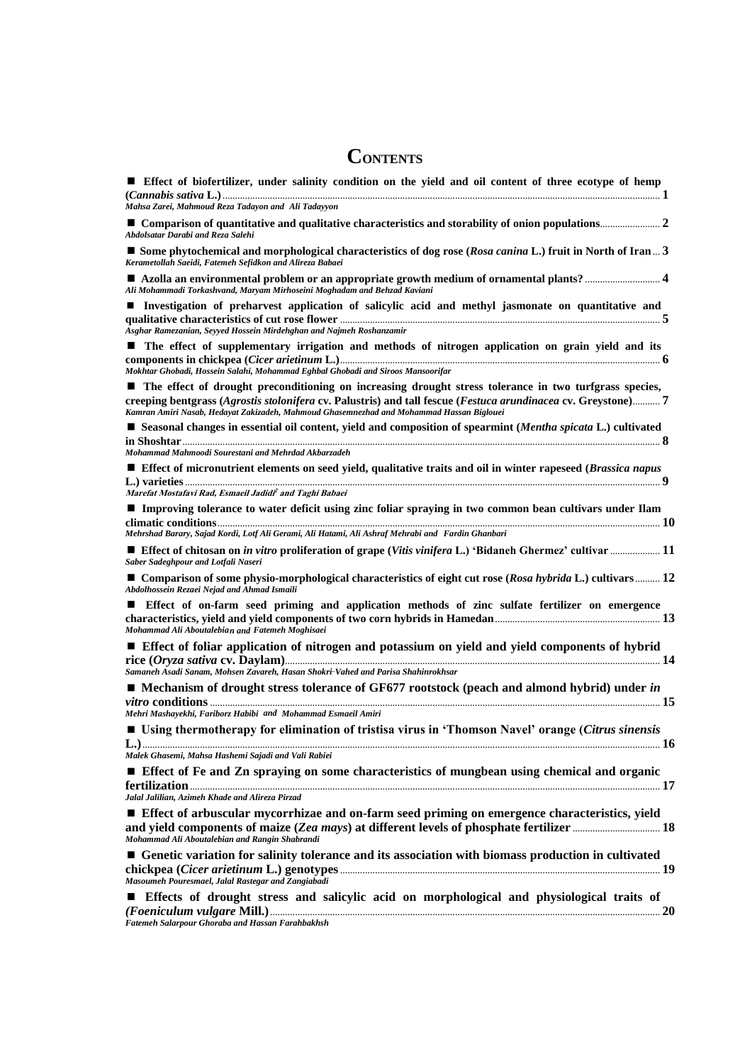# CONTENTS

- **Effect of biofertilizer, under salinity condition on the yield and oil content of three ecotype of hemp (*Cannabis sativa* L.)** ........ **1**
  *Mahsa Zarei, Mahmoud Reza Tadayon and Ali Tadayyon*

- **Comparison of quantitative and qualitative characteristics and storability of onion populations** ........ **2**
  *Abdolsatar Darabi and Reza Salehi*

- **Some phytochemical and morphological characteristics of dog rose (*Rosa canina* L.) fruit in North of Iran** ... **3**
  *Kerametollah Saeidi, Fatemeh Sefidkon and Alireza Babaei*

- **Azolla an environmental problem or an appropriate growth medium of ornamental plants?** ........ **4**
  *Ali Mohammadi Torkashvand, Maryam Mirhoseini Moghadam and Behzad Kaviani*

- **Investigation of preharvest application of salicylic acid and methyl jasmonate on quantitative and qualitative characteristics of cut rose flower** ........ **5**
  *Asghar Ramezanian, Seyyed Hossein Mirdehghan and Najmeh Roshanzamir*

- **The effect of supplementary irrigation and methods of nitrogen application on grain yield and its components in chickpea (*Cicer arietinum* L.)** ........ **6**
  *Mokhtar Ghobadi, Hossein Salahi, Mohammad Eghbal Ghobadi and Siroos Mansoorifar*

- **The effect of drought preconditioning on increasing drought stress tolerance in two turfgrass species, creeping bentgrass (*Agrostis stolonifera* cv. Palustris) and tall fescue (*Festuca arundinacea* cv. Greystone)** ........ **7**
  *Kamran Amiri Nasab, Hedayat Zakizadeh, Mahmoud Ghasemnezhad and Mohammad Hassan Biglouei*

- **Seasonal changes in essential oil content, yield and composition of spearmint (*Mentha spicata* L.) cultivated in Shoshtar** ........ **8**
  *Mohammad Mahmoodi Sourestani and Mehrdad Akbarzadeh*

- **Effect of micronutrient elements on seed yield, qualitative traits and oil in winter rapeseed (*Brassica napus* L.) varieties** ........ **9**
  *Marefat Mostafavi Rad, Esmaeil Jadidi[2] and Taghi Babaei*

- **Improving tolerance to water deficit using zinc foliar spraying in two common bean cultivars under Ilam climatic conditions** ........ **10**
  *Mehrshad Barary, Sajad Kordi, Lotf Ali Gerami, Ali Hatami, Ali Ashraf Mehrabi and Fardin Ghanbari*

- **Effect of chitosan on *in vitro* proliferation of grape (*Vitis vinifera* L.) 'Bidaneh Ghermez' cultivar** ........ **11**
  *Saber Sadeghpour and Lotfali Naseri*

- **Comparison of some physio-morphological characteristics of eight cut rose (*Rosa hybrida* L.) cultivars** ........ **12**
  *Abdolhossein Rezaei Nejad and Ahmad Ismaili*

- **Effect of on-farm seed priming and application methods of zinc sulfate fertilizer on emergence characteristics, yield and yield components of two corn hybrids in Hamedan** ........ **13**
  *Mohammad Ali Aboutalebian and Fatemeh Moghisaei*

- **Effect of foliar application of nitrogen and potassium on yield and yield components of hybrid rice (*Oryza sativa* cv. Daylam)** ........ **14**
  *Samaneh Asadi Sanam, Mohsen Zavareh, Hasan Shokri-Vahed and Parisa Shahinrokhsar*

- **Mechanism of drought stress tolerance of GF677 rootstock (peach and almond hybrid) under *in vitro* conditions** ........ **15**
  *Mehri Mashayekhi, Fariborz Habibi and Mohammad Esmaeil Amiri*

- **Using thermotherapy for elimination of tristisa virus in 'Thomson Navel' orange (*Citrus sinensis* L.)** ........ **16**
  *Malek Ghasemi, Mahsa Hashemi Sajadi and Vali Rabiei*

- **Effect of Fe and Zn spraying on some characteristics of mungbean using chemical and organic fertilization** ........ **17**
  *Jalal Jalilian, Azimeh Khade and Alireza Pirzad*

- **Effect of arbuscular mycorrhizae and on-farm seed priming on emergence characteristics, yield and yield components of maize (*Zea mays*) at different levels of phosphate fertilizer** ........ **18**
  *Mohammad Ali Aboutalebian and Rangin Shabrandi*

- **Genetic variation for salinity tolerance and its association with biomass production in cultivated chickpea (*Cicer arietinum* L.) genotypes** ........ **19**
  *Masoumeh Pouresmael, Jalal Rastegar and Zangiabadi*

- **Effects of drought stress and salicylic acid on morphological and physiological traits of (*Foeniculum vulgare* Mill.)** ........ **20**
  *Fatemeh Salarpour Ghoraba and Hassan Farahbakhsh*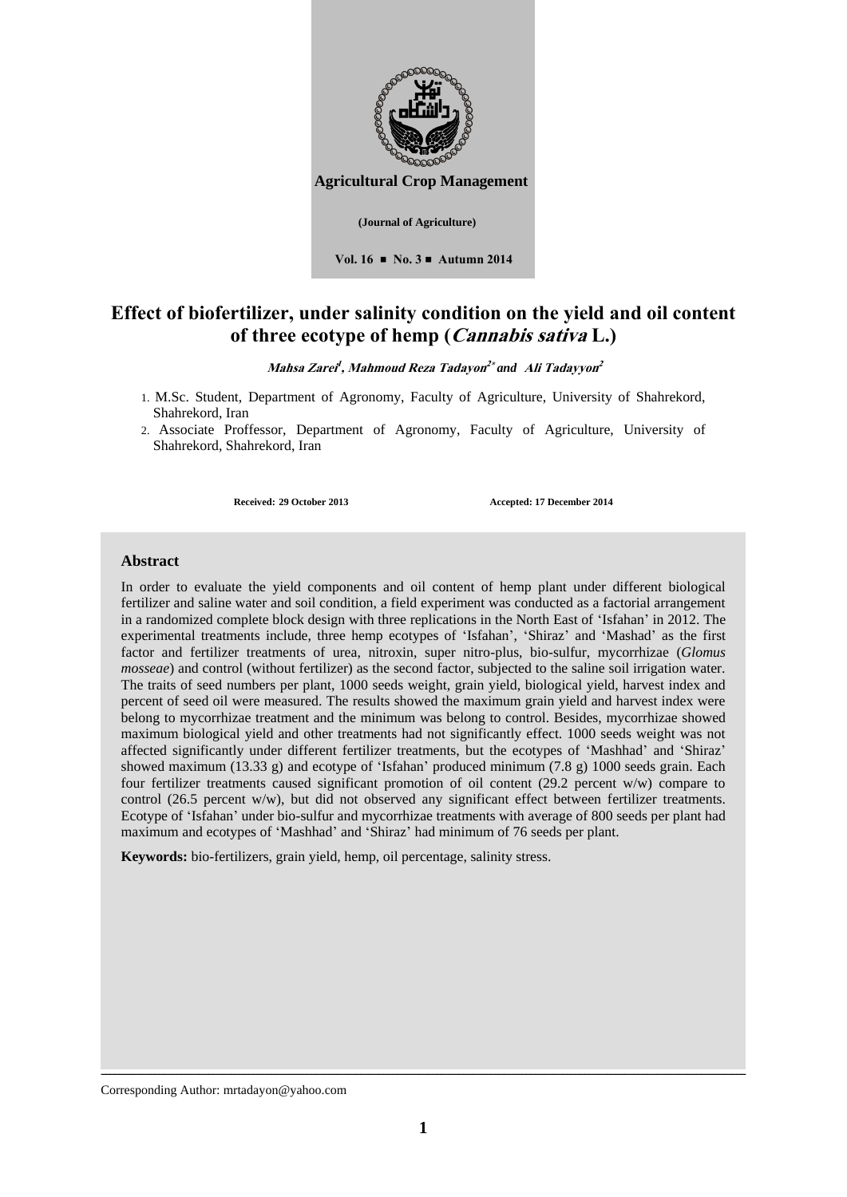Agricultural Crop Management

(Journal of Agriculture)

Vol. 16 ■ No. 3 ■ Autumn 2014

# Effect of biofertilizer, under salinity condition on the yield and oil content of three ecotype of hemp (*Cannabis sativa* L.)

***Mahsa Zarei*[1], *Mahmoud Reza Tadayon*[2*] and *Ali Tadayyon*[2]**

1. M.Sc. Student, Department of Agronomy, Faculty of Agriculture, University of Shahrekord, Shahrekord, Iran
2. Associate Proffessor, Department of Agronomy, Faculty of Agriculture, University of Shahrekord, Shahrekord, Iran

**Received: 29 October 2013** **Accepted: 17 December 2014**

## Abstract

In order to evaluate the yield components and oil content of hemp plant under different biological fertilizer and saline water and soil condition, a field experiment was conducted as a factorial arrangement in a randomized complete block design with three replications in the North East of 'Isfahan' in 2012. The experimental treatments include, three hemp ecotypes of 'Isfahan', 'Shiraz' and 'Mashad' as the first factor and fertilizer treatments of urea, nitroxin, super nitro-plus, bio-sulfur, mycorrhizae (*Glomus mosseae*) and control (without fertilizer) as the second factor, subjected to the saline soil irrigation water. The traits of seed numbers per plant, 1000 seeds weight, grain yield, biological yield, harvest index and percent of seed oil were measured. The results showed the maximum grain yield and harvest index were belong to mycorrhizae treatment and the minimum was belong to control. Besides, mycorrhizae showed maximum biological yield and other treatments had not significantly effect. 1000 seeds weight was not affected significantly under different fertilizer treatments, but the ecotypes of 'Mashhad' and 'Shiraz' showed maximum (13.33 g) and ecotype of 'Isfahan' produced minimum (7.8 g) 1000 seeds grain. Each four fertilizer treatments caused significant promotion of oil content (29.2 percent w/w) compare to control (26.5 percent w/w), but did not observed any significant effect between fertilizer treatments. Ecotype of 'Isfahan' under bio-sulfur and mycorrhizae treatments with average of 800 seeds per plant had maximum and ecotypes of 'Mashhad' and 'Shiraz' had minimum of 76 seeds per plant.

**Keywords:** bio-fertilizers, grain yield, hemp, oil percentage, salinity stress.

Corresponding Author: mrtadayon@yahoo.com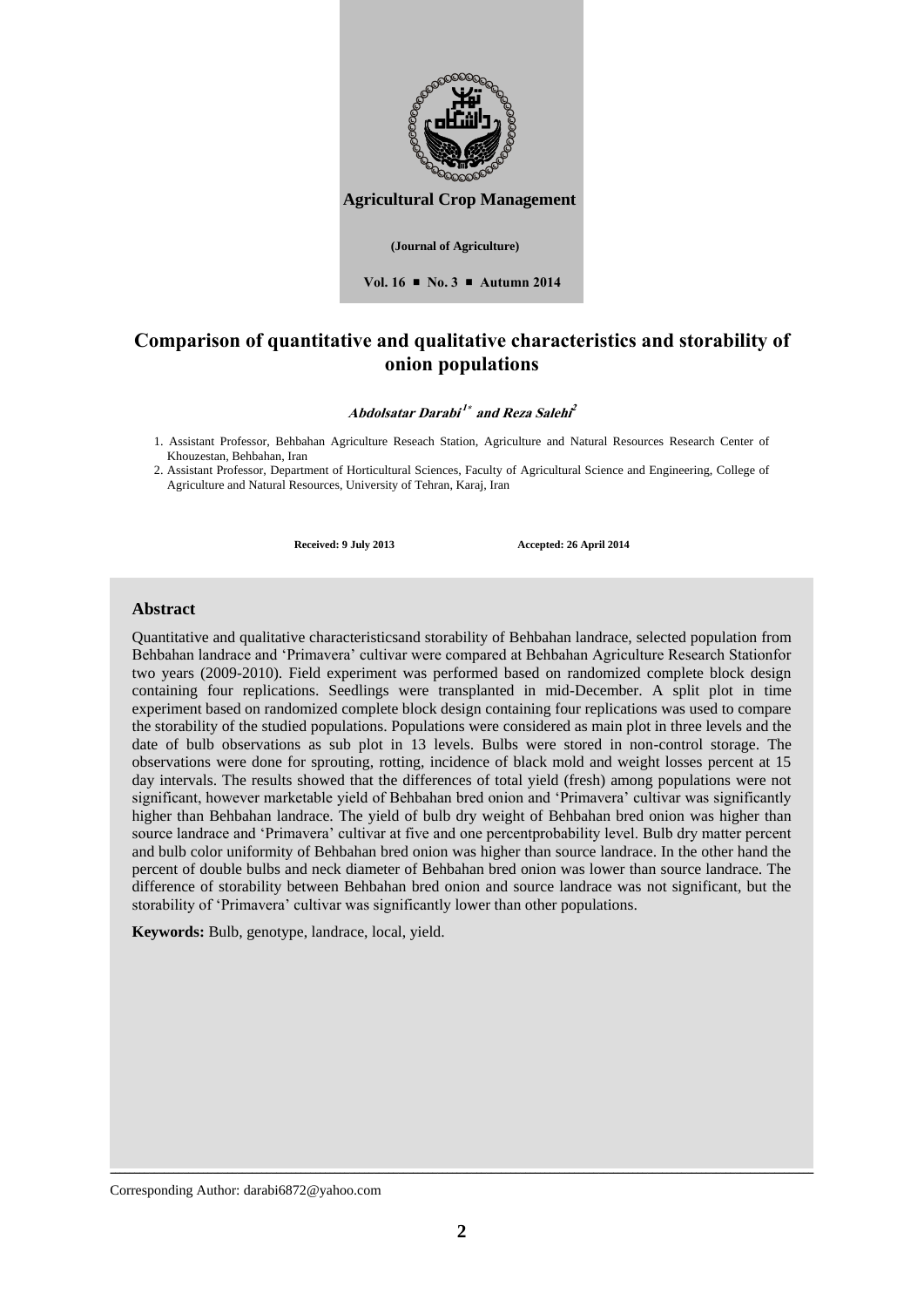**Agricultural Crop Management**

**(Journal of Agriculture)**

**Vol. 16 ■ No. 3 ■ Autumn 2014**

# Comparison of quantitative and qualitative characteristics and storability of onion populations

***Abdolsatar Darabi***[1*] ***and Reza Salehi***[2]

1. Assistant Professor, Behbahan Agriculture Reseach Station, Agriculture and Natural Resources Research Center of Khouzestan, Behbahan, Iran
2. Assistant Professor, Department of Horticultural Sciences, Faculty of Agricultural Science and Engineering, College of Agriculture and Natural Resources, University of Tehran, Karaj, Iran

**Received: 9 July 2013** **Accepted: 26 April 2014**

## Abstract

Quantitative and qualitative characteristicsand storability of Behbahan landrace, selected population from Behbahan landrace and 'Primavera' cultivar were compared at Behbahan Agriculture Research Stationfor two years (2009-2010). Field experiment was performed based on randomized complete block design containing four replications. Seedlings were transplanted in mid-December. A split plot in time experiment based on randomized complete block design containing four replications was used to compare the storability of the studied populations. Populations were considered as main plot in three levels and the date of bulb observations as sub plot in 13 levels. Bulbs were stored in non-control storage. The observations were done for sprouting, rotting, incidence of black mold and weight losses percent at 15 day intervals. The results showed that the differences of total yield (fresh) among populations were not significant, however marketable yield of Behbahan bred onion and 'Primavera' cultivar was significantly higher than Behbahan landrace. The yield of bulb dry weight of Behbahan bred onion was higher than source landrace and 'Primavera' cultivar at five and one percentprobability level. Bulb dry matter percent and bulb color uniformity of Behbahan bred onion was higher than source landrace. In the other hand the percent of double bulbs and neck diameter of Behbahan bred onion was lower than source landrace. The difference of storability between Behbahan bred onion and source landrace was not significant, but the storability of 'Primavera' cultivar was significantly lower than other populations.

**Keywords:** Bulb, genotype, landrace, local, yield.

Corresponding Author: darabi6872@yahoo.com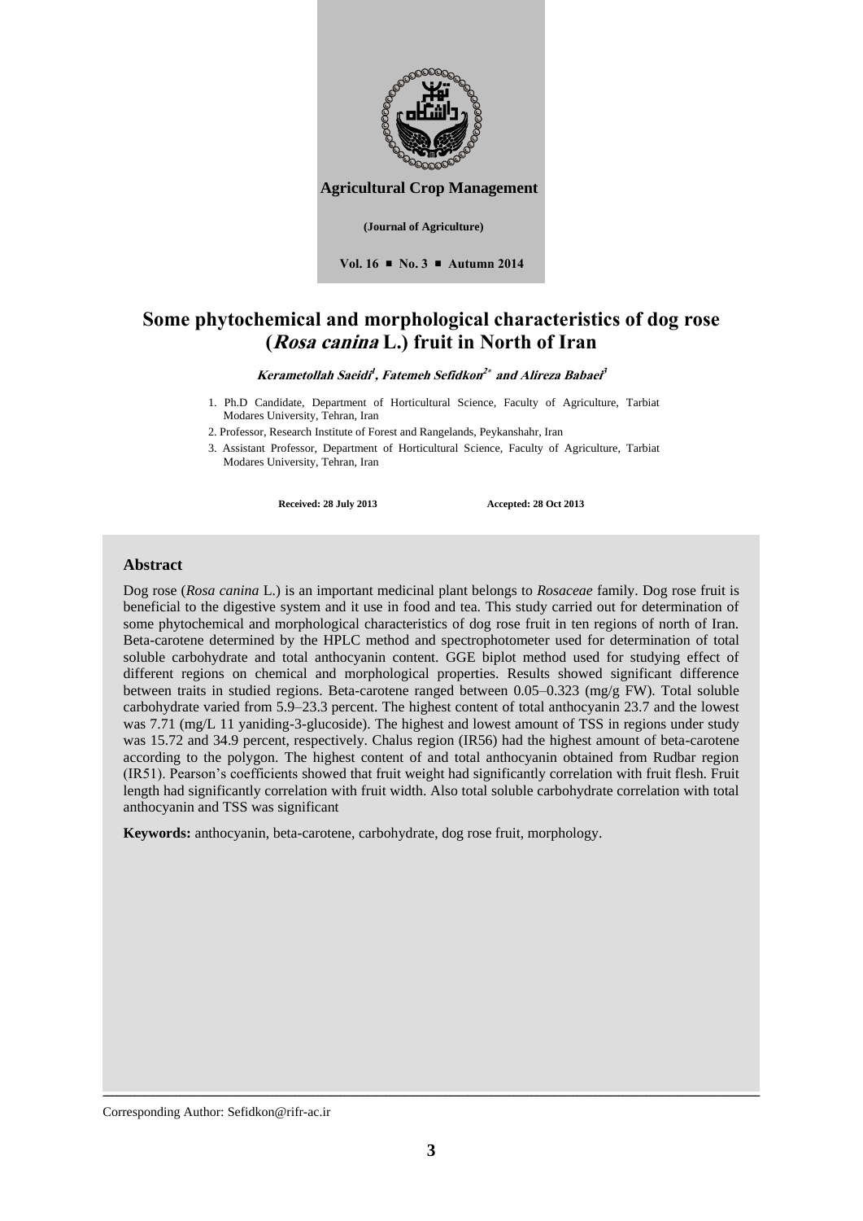Agricultural Crop Management

(Journal of Agriculture)

Vol. 16 ■ No. 3 ■ Autumn 2014

# Some phytochemical and morphological characteristics of dog rose (*Rosa canina* L.) fruit in North of Iran

***Kerametollah Saeidi[1], Fatemeh Sefidkon[2*] and Alireza Babaei[3]***

1. Ph.D Candidate, Department of Horticultural Science, Faculty of Agriculture, Tarbiat Modares University, Tehran, Iran
2. Professor, Research Institute of Forest and Rangelands, Peykanshahr, Iran
3. Assistant Professor, Department of Horticultural Science, Faculty of Agriculture, Tarbiat Modares University, Tehran, Iran

**Received: 28 July 2013** **Accepted: 28 Oct 2013**

## Abstract

Dog rose (*Rosa canina* L.) is an important medicinal plant belongs to *Rosaceae* family. Dog rose fruit is beneficial to the digestive system and it use in food and tea. This study carried out for determination of some phytochemical and morphological characteristics of dog rose fruit in ten regions of north of Iran. Beta-carotene determined by the HPLC method and spectrophotometer used for determination of total soluble carbohydrate and total anthocyanin content. GGE biplot method used for studying effect of different regions on chemical and morphological properties. Results showed significant difference between traits in studied regions. Beta-carotene ranged between 0.05–0.323 (mg/g FW). Total soluble carbohydrate varied from 5.9–23.3 percent. The highest content of total anthocyanin 23.7 and the lowest was 7.71 (mg/L 11 yaniding-3-glucoside). The highest and lowest amount of TSS in regions under study was 15.72 and 34.9 percent, respectively. Chalus region (IR56) had the highest amount of beta-carotene according to the polygon. The highest content of and total anthocyanin obtained from Rudbar region (IR51). Pearson's coefficients showed that fruit weight had significantly correlation with fruit flesh. Fruit length had significantly correlation with fruit width. Also total soluble carbohydrate correlation with total anthocyanin and TSS was significant

**Keywords:** anthocyanin, beta-carotene, carbohydrate, dog rose fruit, morphology.

Corresponding Author: Sefidkon@rifr-ac.ir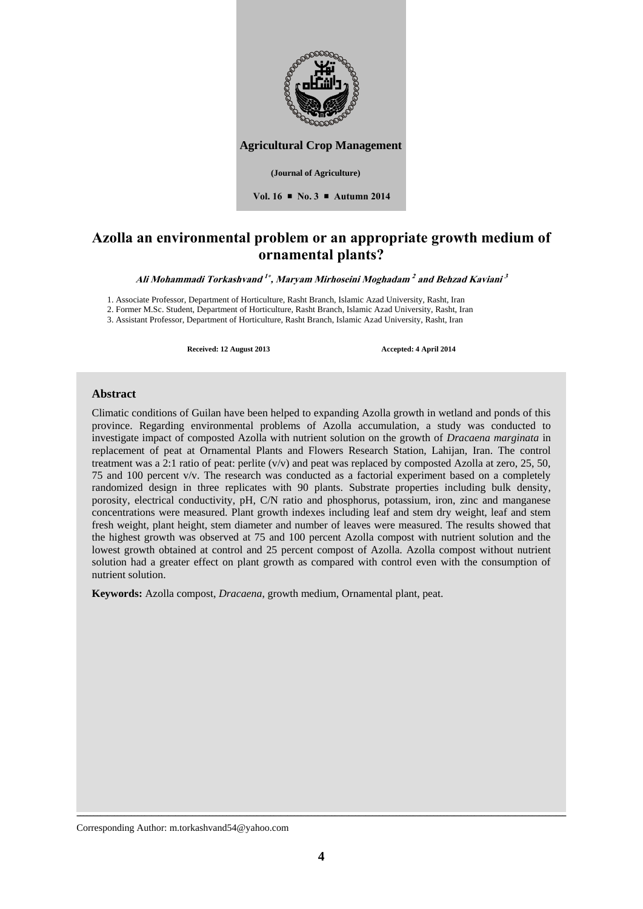**Agricultural Crop Management**

**(Journal of Agriculture)**

**Vol. 16 ▪ No. 3 ▪ Autumn 2014**

# Azolla an environmental problem or an appropriate growth medium of ornamental plants?

***Ali Mohammadi Torkashvand*** [1*]***, Maryam Mirhoseini Moghadam*** [2] ***and Behzad Kaviani*** [3]

1. Associate Professor, Department of Horticulture, Rasht Branch, Islamic Azad University, Rasht, Iran
2. Former M.Sc. Student, Department of Horticulture, Rasht Branch, Islamic Azad University, Rasht, Iran
3. Assistant Professor, Department of Horticulture, Rasht Branch, Islamic Azad University, Rasht, Iran

**Received: 12 August 2013** **Accepted: 4 April 2014**

## Abstract

Climatic conditions of Guilan have been helped to expanding Azolla growth in wetland and ponds of this province. Regarding environmental problems of Azolla accumulation, a study was conducted to investigate impact of composted Azolla with nutrient solution on the growth of *Dracaena marginata* in replacement of peat at Ornamental Plants and Flowers Research Station, Lahijan, Iran. The control treatment was a 2:1 ratio of peat: perlite (v/v) and peat was replaced by composted Azolla at zero, 25, 50, 75 and 100 percent v/v. The research was conducted as a factorial experiment based on a completely randomized design in three replicates with 90 plants. Substrate properties including bulk density, porosity, electrical conductivity, pH, C/N ratio and phosphorus, potassium, iron, zinc and manganese concentrations were measured. Plant growth indexes including leaf and stem dry weight, leaf and stem fresh weight, plant height, stem diameter and number of leaves were measured. The results showed that the highest growth was observed at 75 and 100 percent Azolla compost with nutrient solution and the lowest growth obtained at control and 25 percent compost of Azolla. Azolla compost without nutrient solution had a greater effect on plant growth as compared with control even with the consumption of nutrient solution.

**Keywords:** Azolla compost, *Dracaena*, growth medium, Ornamental plant, peat.

Corresponding Author: m.torkashvand54@yahoo.com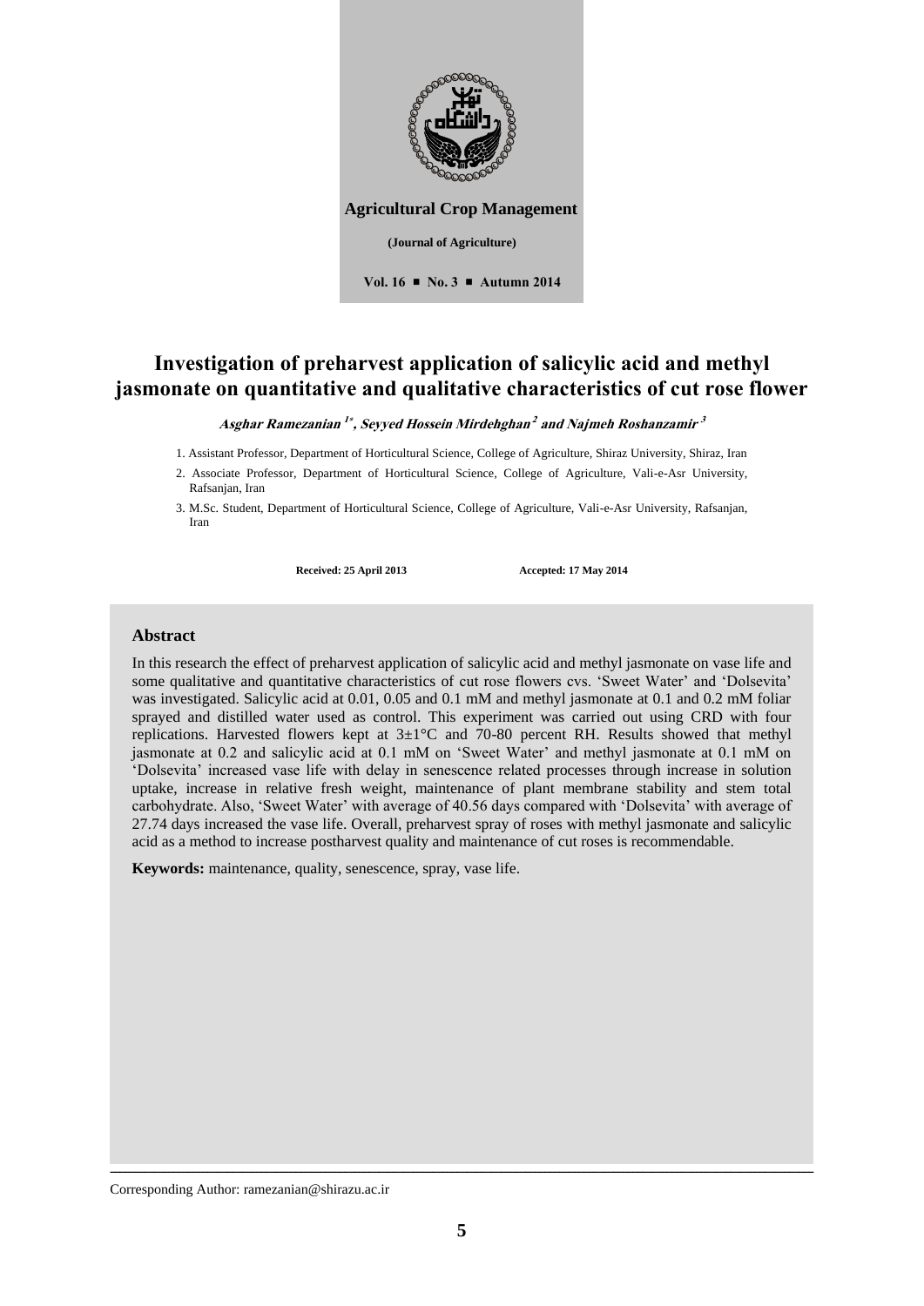**Agricultural Crop Management**

**(Journal of Agriculture)**

**Vol. 16 ■ No. 3 ■ Autumn 2014**

# Investigation of preharvest application of salicylic acid and methyl jasmonate on quantitative and qualitative characteristics of cut rose flower

***Asghar Ramezanian [1*], Seyyed Hossein Mirdehghan [2] and Najmeh Roshanzamir [3]***

1. Assistant Professor, Department of Horticultural Science, College of Agriculture, Shiraz University, Shiraz, Iran
2. Associate Professor, Department of Horticultural Science, College of Agriculture, Vali-e-Asr University, Rafsanjan, Iran
3. M.Sc. Student, Department of Horticultural Science, College of Agriculture, Vali-e-Asr University, Rafsanjan, Iran

**Received: 25 April 2013** **Accepted: 17 May 2014**

## Abstract

In this research the effect of preharvest application of salicylic acid and methyl jasmonate on vase life and some qualitative and quantitative characteristics of cut rose flowers cvs. 'Sweet Water' and 'Dolsevita' was investigated. Salicylic acid at 0.01, 0.05 and 0.1 mM and methyl jasmonate at 0.1 and 0.2 mM foliar sprayed and distilled water used as control. This experiment was carried out using CRD with four replications. Harvested flowers kept at 3±1°C and 70-80 percent RH. Results showed that methyl jasmonate at 0.2 and salicylic acid at 0.1 mM on 'Sweet Water' and methyl jasmonate at 0.1 mM on 'Dolsevita' increased vase life with delay in senescence related processes through increase in solution uptake, increase in relative fresh weight, maintenance of plant membrane stability and stem total carbohydrate. Also, 'Sweet Water' with average of 40.56 days compared with 'Dolsevita' with average of 27.74 days increased the vase life. Overall, preharvest spray of roses with methyl jasmonate and salicylic acid as a method to increase postharvest quality and maintenance of cut roses is recommendable.

**Keywords:** maintenance, quality, senescence, spray, vase life.

Corresponding Author: ramezanian@shirazu.ac.ir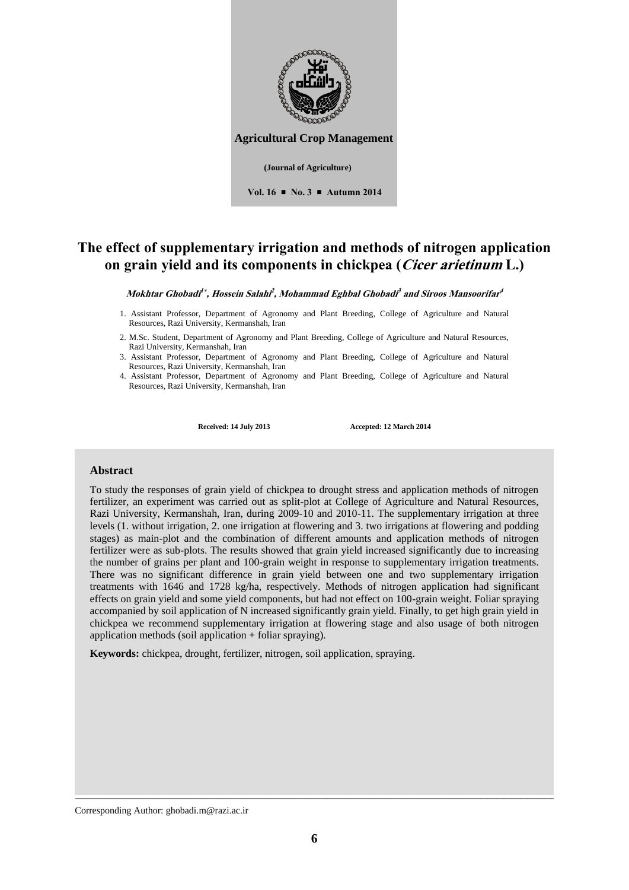**Agricultural Crop Management**

**(Journal of Agriculture)**

**Vol. 16 ■ No. 3 ■ Autumn 2014**

# The effect of supplementary irrigation and methods of nitrogen application on grain yield and its components in chickpea (*Cicer arietinum* L.)

***Mokhtar Ghobadi[1*], Hossein Salahi[2], Mohammad Eghbal Ghobadi[3] and Siroos Mansoorifar[4]***

1. Assistant Professor, Department of Agronomy and Plant Breeding, College of Agriculture and Natural Resources, Razi University, Kermanshah, Iran
2. M.Sc. Student, Department of Agronomy and Plant Breeding, College of Agriculture and Natural Resources, Razi University, Kermanshah, Iran
3. Assistant Professor, Department of Agronomy and Plant Breeding, College of Agriculture and Natural Resources, Razi University, Kermanshah, Iran
4. Assistant Professor, Department of Agronomy and Plant Breeding, College of Agriculture and Natural Resources, Razi University, Kermanshah, Iran

**Received: 14 July 2013** **Accepted: 12 March 2014**

## Abstract

To study the responses of grain yield of chickpea to drought stress and application methods of nitrogen fertilizer, an experiment was carried out as split-plot at College of Agriculture and Natural Resources, Razi University, Kermanshah, Iran, during 2009-10 and 2010-11. The supplementary irrigation at three levels (1. without irrigation, 2. one irrigation at flowering and 3. two irrigations at flowering and podding stages) as main-plot and the combination of different amounts and application methods of nitrogen fertilizer were as sub-plots. The results showed that grain yield increased significantly due to increasing the number of grains per plant and 100-grain weight in response to supplementary irrigation treatments. There was no significant difference in grain yield between one and two supplementary irrigation treatments with 1646 and 1728 kg/ha, respectively. Methods of nitrogen application had significant effects on grain yield and some yield components, but had not effect on 100-grain weight. Foliar spraying accompanied by soil application of N increased significantly grain yield. Finally, to get high grain yield in chickpea we recommend supplementary irrigation at flowering stage and also usage of both nitrogen application methods (soil application + foliar spraying).

**Keywords:** chickpea, drought, fertilizer, nitrogen, soil application, spraying.

Corresponding Author: ghobadi.m@razi.ac.ir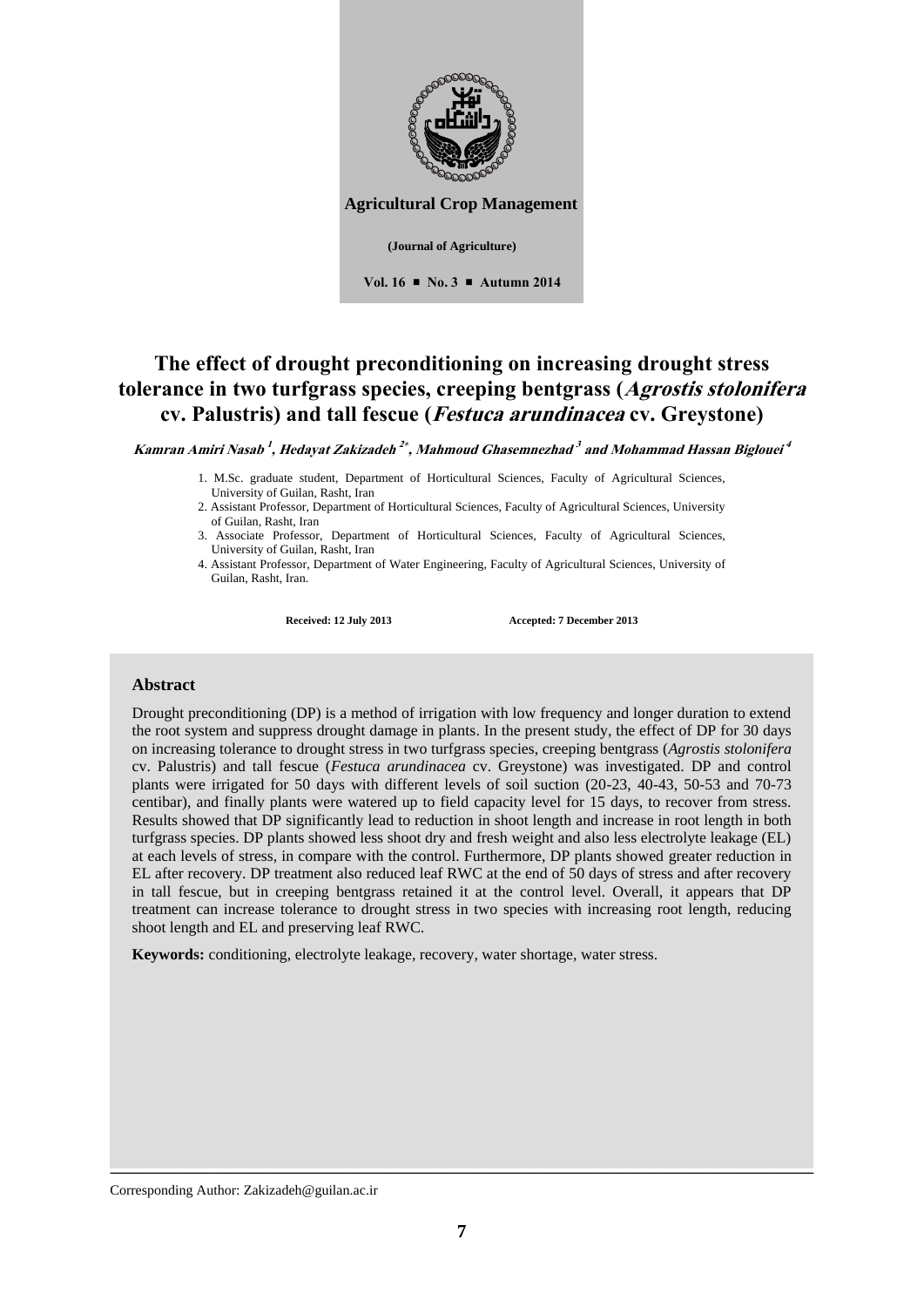**Agricultural Crop Management**

**(Journal of Agriculture)**

**Vol. 16 ■ No. 3 ■ Autumn 2014**

# The effect of drought preconditioning on increasing drought stress tolerance in two turfgrass species, creeping bentgrass (*Agrostis stolonifera* cv. Palustris) and tall fescue (*Festuca arundinacea* cv. Greystone)

***Kamran Amiri Nasab [1], Hedayat Zakizadeh [2*], Mahmoud Ghasemnezhad [3] and Mohammad Hassan Biglouei [4]***

1. M.Sc. graduate student, Department of Horticultural Sciences, Faculty of Agricultural Sciences, University of Guilan, Rasht, Iran
2. Assistant Professor, Department of Horticultural Sciences, Faculty of Agricultural Sciences, University of Guilan, Rasht, Iran
3. Associate Professor, Department of Horticultural Sciences, Faculty of Agricultural Sciences, University of Guilan, Rasht, Iran
4. Assistant Professor, Department of Water Engineering, Faculty of Agricultural Sciences, University of Guilan, Rasht, Iran.

**Received: 12 July 2013** **Accepted: 7 December 2013**

## Abstract

Drought preconditioning (DP) is a method of irrigation with low frequency and longer duration to extend the root system and suppress drought damage in plants. In the present study, the effect of DP for 30 days on increasing tolerance to drought stress in two turfgrass species, creeping bentgrass (*Agrostis stolonifera* cv. Palustris) and tall fescue (*Festuca arundinacea* cv. Greystone) was investigated. DP and control plants were irrigated for 50 days with different levels of soil suction (20-23, 40-43, 50-53 and 70-73 centibar), and finally plants were watered up to field capacity level for 15 days, to recover from stress. Results showed that DP significantly lead to reduction in shoot length and increase in root length in both turfgrass species. DP plants showed less shoot dry and fresh weight and also less electrolyte leakage (EL) at each levels of stress, in compare with the control. Furthermore, DP plants showed greater reduction in EL after recovery. DP treatment also reduced leaf RWC at the end of 50 days of stress and after recovery in tall fescue, but in creeping bentgrass retained it at the control level. Overall, it appears that DP treatment can increase tolerance to drought stress in two species with increasing root length, reducing shoot length and EL and preserving leaf RWC.

**Keywords:** conditioning, electrolyte leakage, recovery, water shortage, water stress.

Corresponding Author: Zakizadeh@guilan.ac.ir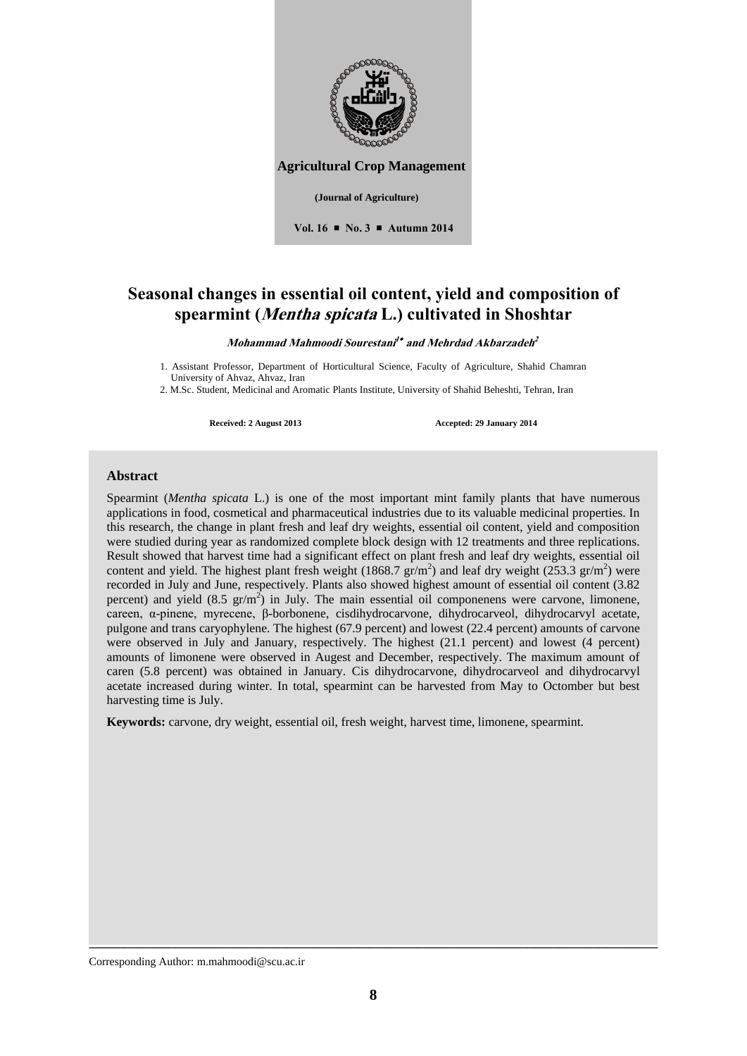Agricultural Crop Management

(Journal of Agriculture)

Vol. 16 ■ No. 3 ■ Autumn 2014

# Seasonal changes in essential oil content, yield and composition of spearmint (*Mentha spicata* L.) cultivated in Shoshtar

***Mohammad Mahmoodi Sourestani*[1*] *and Mehrdad Akbarzadeh*[2]**

1. Assistant Professor, Department of Horticultural Science, Faculty of Agriculture, Shahid Chamran University of Ahvaz, Ahvaz, Iran
2. M.Sc. Student, Medicinal and Aromatic Plants Institute, University of Shahid Beheshti, Tehran, Iran

**Received: 2 August 2013** **Accepted: 29 January 2014**

## Abstract

Spearmint (*Mentha spicata* L.) is one of the most important mint family plants that have numerous applications in food, cosmetical and pharmaceutical industries due to its valuable medicinal properties. In this research, the change in plant fresh and leaf dry weights, essential oil content, yield and composition were studied during year as randomized complete block design with 12 treatments and three replications. Result showed that harvest time had a significant effect on plant fresh and leaf dry weights, essential oil content and yield. The highest plant fresh weight (1868.7 $gr/m^2$) and leaf dry weight (253.3 $gr/m^2$) were recorded in July and June, respectively. Plants also showed highest amount of essential oil content (3.82 percent) and yield (8.5 $gr/m^2$) in July. The main essential oil componenens were carvone, limonene, careen, α-pinene, myrecene, β-borbonene, cisdihydrocarvone, dihydrocarveol, dihydrocarvyl acetate, pulgone and trans caryophylene. The highest (67.9 percent) and lowest (22.4 percent) amounts of carvone were observed in July and January, respectively. The highest (21.1 percent) and lowest (4 percent) amounts of limonene were observed in Augest and December, respectively. The maximum amount of caren (5.8 percent) was obtained in January. Cis dihydrocarvone, dihydrocarveol and dihydrocarvyl acetate increased during winter. In total, spearmint can be harvested from May to October but best harvesting time is July.

**Keywords:** carvone, dry weight, essential oil, fresh weight, harvest time, limonene, spearmint.

Corresponding Author: m.mahmoodi@scu.ac.ir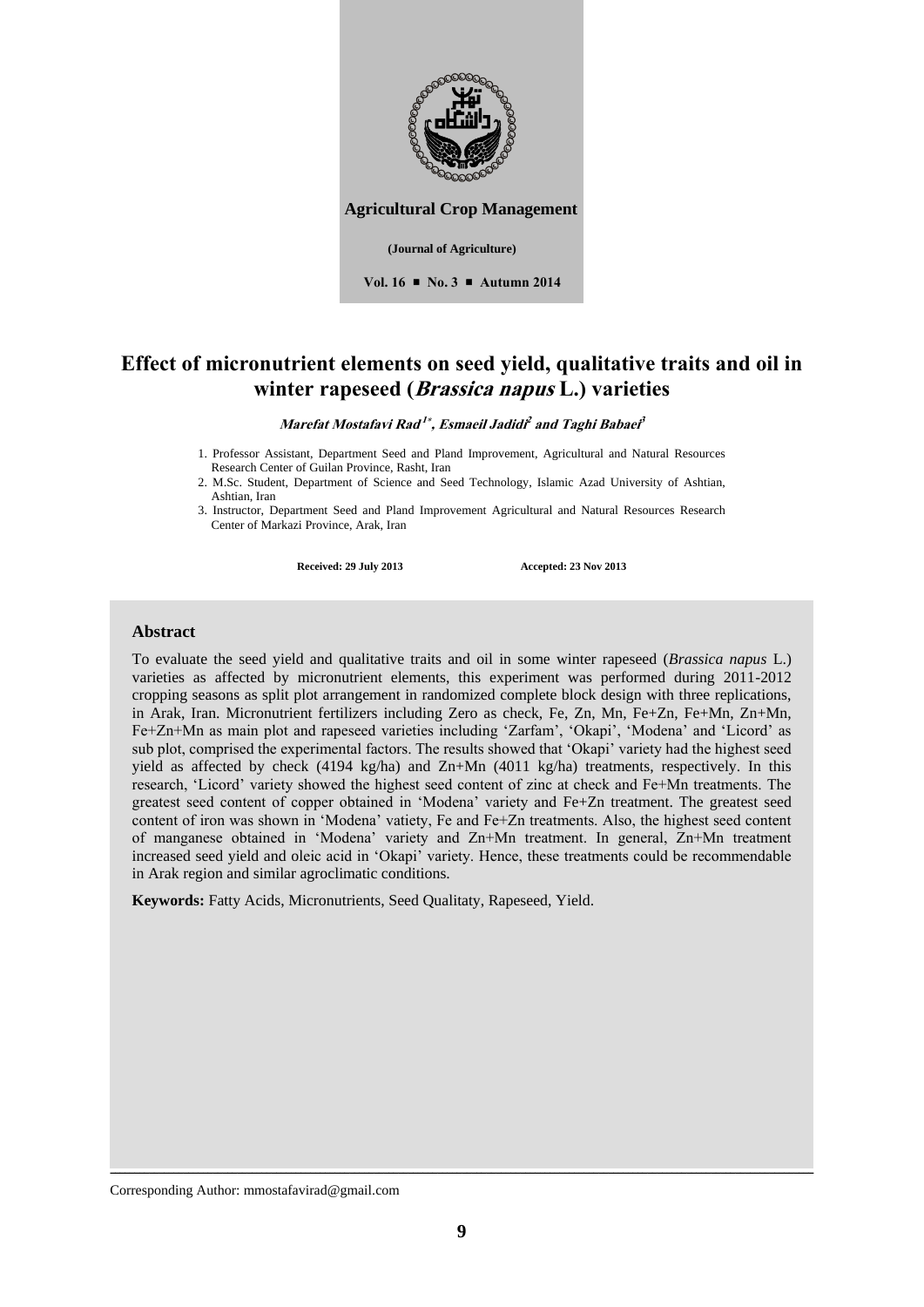**Agricultural Crop Management**

**(Journal of Agriculture)**

**Vol. 16 ■ No. 3 ■ Autumn 2014**

# Effect of micronutrient elements on seed yield, qualitative traits and oil in winter rapeseed (*Brassica napus* L.) varieties

***Marefat Mostafavi Rad*[1*], *Esmaeil Jadidi*[2] *and Taghi Babaei*[3]**

1. Professor Assistant, Department Seed and Pland Improvement, Agricultural and Natural Resources Research Center of Guilan Province, Rasht, Iran
2. M.Sc. Student, Department of Science and Seed Technology, Islamic Azad University of Ashtian, Ashtian, Iran
3. Instructor, Department Seed and Pland Improvement Agricultural and Natural Resources Research Center of Markazi Province, Arak, Iran

**Received: 29 July 2013** **Accepted: 23 Nov 2013**

## Abstract

To evaluate the seed yield and qualitative traits and oil in some winter rapeseed (*Brassica napus* L.) varieties as affected by micronutrient elements, this experiment was performed during 2011-2012 cropping seasons as split plot arrangement in randomized complete block design with three replications, in Arak, Iran. Micronutrient fertilizers including Zero as check, Fe, Zn, Mn, Fe+Zn, Fe+Mn, Zn+Mn, Fe+Zn+Mn as main plot and rapeseed varieties including 'Zarfam', 'Okapi', 'Modena' and 'Licord' as sub plot, comprised the experimental factors. The results showed that 'Okapi' variety had the highest seed yield as affected by check (4194 kg/ha) and Zn+Mn (4011 kg/ha) treatments, respectively. In this research, 'Licord' variety showed the highest seed content of zinc at check and Fe+Mn treatments. The greatest seed content of copper obtained in 'Modena' variety and Fe+Zn treatment. The greatest seed content of iron was shown in 'Modena' vatiety, Fe and Fe+Zn treatments. Also, the highest seed content of manganese obtained in 'Modena' variety and Zn+Mn treatment. In general, Zn+Mn treatment increased seed yield and oleic acid in 'Okapi' variety. Hence, these treatments could be recommendable in Arak region and similar agroclimatic conditions.

**Keywords:** Fatty Acids, Micronutrients, Seed Qualitaty, Rapeseed, Yield.

Corresponding Author: mmostafavirad@gmail.com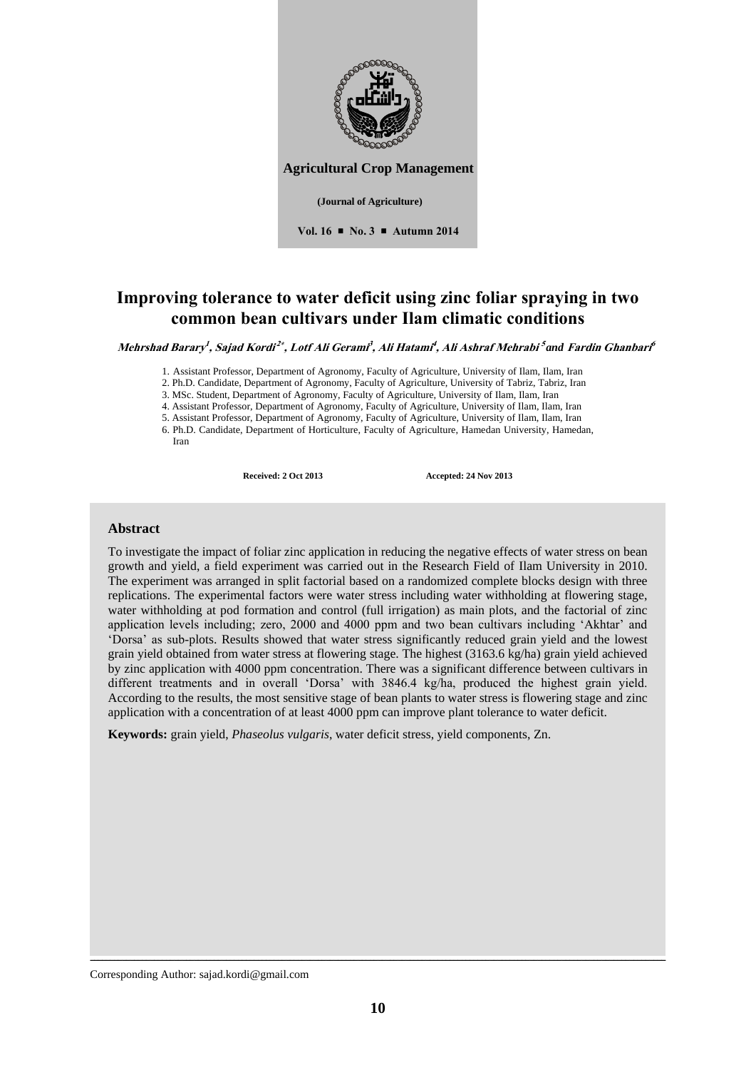Agricultural Crop Management

(Journal of Agriculture)

Vol. 16 ■ No. 3 ■ Autumn 2014

# Improving tolerance to water deficit using zinc foliar spraying in two common bean cultivars under Ilam climatic conditions

***Mehrshad Barary[1], Sajad Kordi[2*], Lotf Ali Gerami[3], Ali Hatami[4], Ali Ashraf Mehrabi[5] and Fardin Ghanbari[6]***

1. Assistant Professor, Department of Agronomy, Faculty of Agriculture, University of Ilam, Ilam, Iran
2. Ph.D. Candidate, Department of Agronomy, Faculty of Agriculture, University of Tabriz, Tabriz, Iran
3. MSc. Student, Department of Agronomy, Faculty of Agriculture, University of Ilam, Ilam, Iran
4. Assistant Professor, Department of Agronomy, Faculty of Agriculture, University of Ilam, Ilam, Iran
5. Assistant Professor, Department of Agronomy, Faculty of Agriculture, University of Ilam, Ilam, Iran
6. Ph.D. Candidate, Department of Horticulture, Faculty of Agriculture, Hamedan University, Hamedan, Iran

**Received: 2 Oct 2013** **Accepted: 24 Nov 2013**

## Abstract

To investigate the impact of foliar zinc application in reducing the negative effects of water stress on bean growth and yield, a field experiment was carried out in the Research Field of Ilam University in 2010. The experiment was arranged in split factorial based on a randomized complete blocks design with three replications. The experimental factors were water stress including water withholding at flowering stage, water withholding at pod formation and control (full irrigation) as main plots, and the factorial of zinc application levels including; zero, 2000 and 4000 ppm and two bean cultivars including 'Akhtar' and 'Dorsa' as sub-plots. Results showed that water stress significantly reduced grain yield and the lowest grain yield obtained from water stress at flowering stage. The highest (3163.6 kg/ha) grain yield achieved by zinc application with 4000 ppm concentration. There was a significant difference between cultivars in different treatments and in overall 'Dorsa' with 3846.4 kg/ha, produced the highest grain yield. According to the results, the most sensitive stage of bean plants to water stress is flowering stage and zinc application with a concentration of at least 4000 ppm can improve plant tolerance to water deficit.

**Keywords:** grain yield, *Phaseolus vulgaris*, water deficit stress, yield components, Zn.

Corresponding Author: sajad.kordi@gmail.com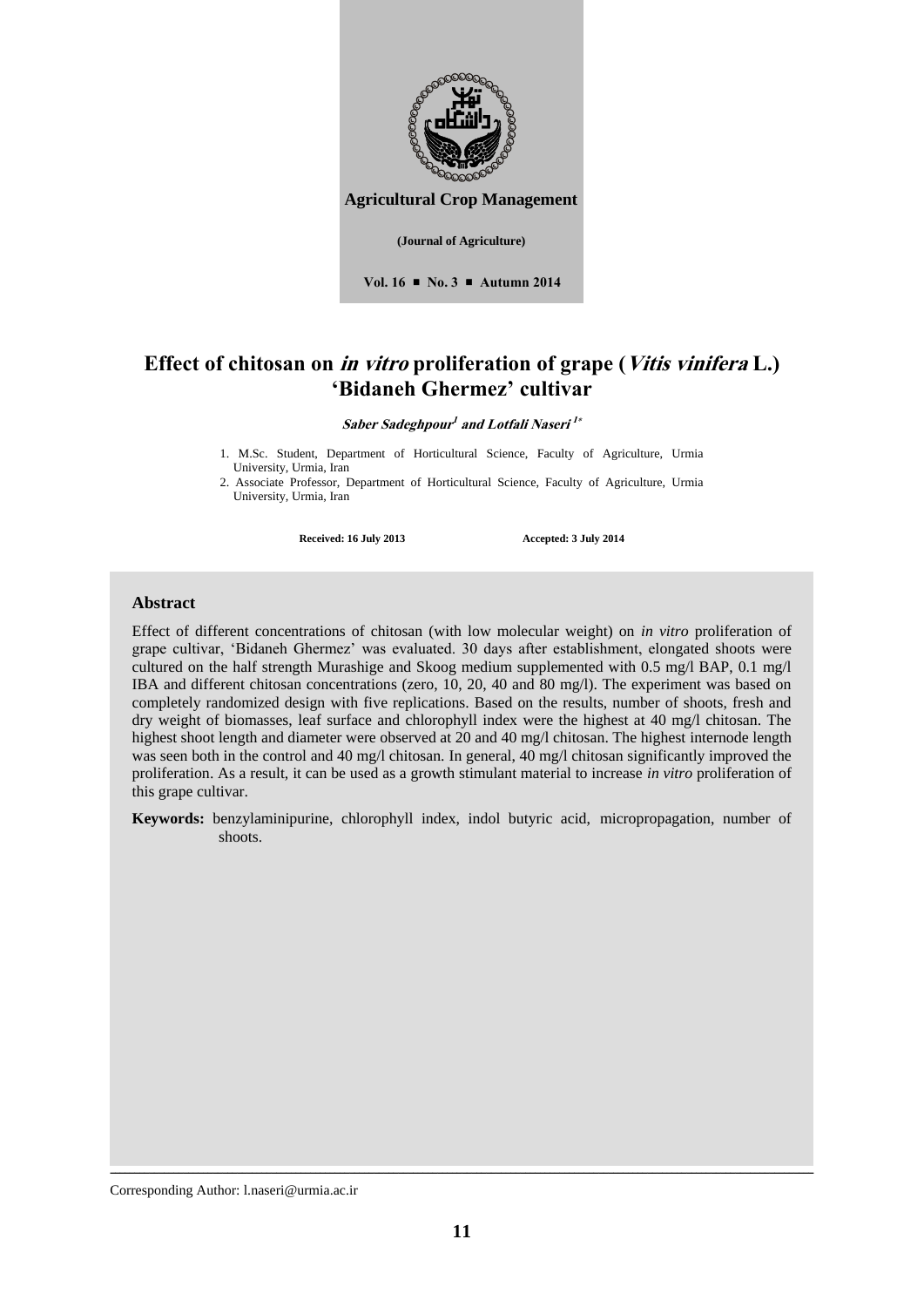**Agricultural Crop Management**

**(Journal of Agriculture)**

**Vol. 16 ▪ No. 3 ▪ Autumn 2014**

# Effect of chitosan on *in vitro* proliferation of grape (*Vitis vinifera* L.) 'Bidaneh Ghermez' cultivar

***Saber Sadeghpour[1] and Lotfali Naseri [1*]***

1. M.Sc. Student, Department of Horticultural Science, Faculty of Agriculture, Urmia University, Urmia, Iran
2. Associate Professor, Department of Horticultural Science, Faculty of Agriculture, Urmia University, Urmia, Iran

**Received: 16 July 2013** **Accepted: 3 July 2014**

## Abstract

Effect of different concentrations of chitosan (with low molecular weight) on *in vitro* proliferation of grape cultivar, 'Bidaneh Ghermez' was evaluated. 30 days after establishment, elongated shoots were cultured on the half strength Murashige and Skoog medium supplemented with 0.5 mg/l BAP, 0.1 mg/l IBA and different chitosan concentrations (zero, 10, 20, 40 and 80 mg/l). The experiment was based on completely randomized design with five replications. Based on the results, number of shoots, fresh and dry weight of biomasses, leaf surface and chlorophyll index were the highest at 40 mg/l chitosan. The highest shoot length and diameter were observed at 20 and 40 mg/l chitosan. The highest internode length was seen both in the control and 40 mg/l chitosan. In general, 40 mg/l chitosan significantly improved the proliferation. As a result, it can be used as a growth stimulant material to increase *in vitro* proliferation of this grape cultivar.

**Keywords:** benzylaminipurine, chlorophyll index, indol butyric acid, micropropagation, number of shoots.

Corresponding Author: l.naseri@urmia.ac.ir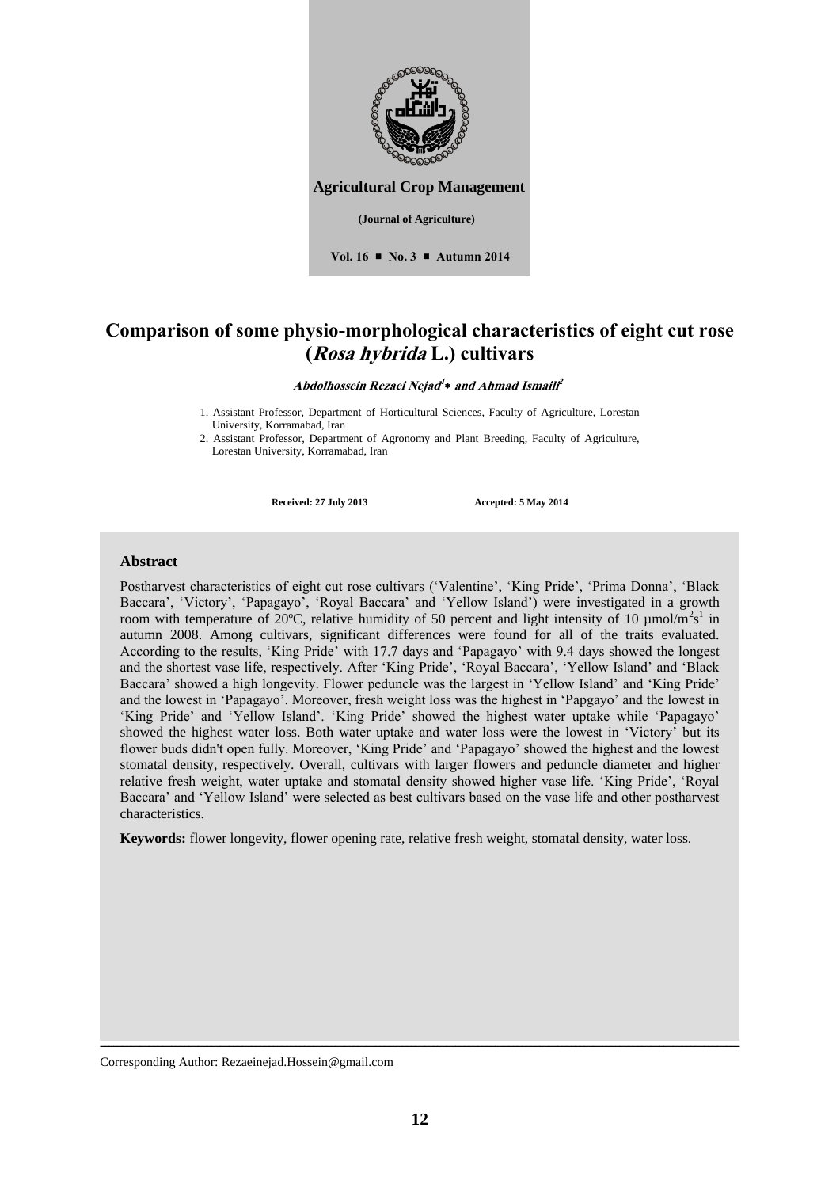**Agricultural Crop Management**

**(Journal of Agriculture)**

**Vol. 16 ■ No. 3 ■ Autumn 2014**

# Comparison of some physio-morphological characteristics of eight cut rose (*Rosa hybrida* L.) cultivars

***Abdolhossein Rezaei Nejad[1]\* and Ahmad Ismaili[2]***

1. Assistant Professor, Department of Horticultural Sciences, Faculty of Agriculture, Lorestan University, Korramabad, Iran
2. Assistant Professor, Department of Agronomy and Plant Breeding, Faculty of Agriculture, Lorestan University, Korramabad, Iran

**Received: 27 July 2013** **Accepted: 5 May 2014**

## Abstract

Postharvest characteristics of eight cut rose cultivars ('Valentine', 'King Pride', 'Prima Donna', 'Black Baccara', 'Victory', 'Papagayo', 'Royal Baccara' and 'Yellow Island') were investigated in a growth room with temperature of 20ºC, relative humidity of 50 percent and light intensity of 10 $\mu mol/m^2s^1$ in autumn 2008. Among cultivars, significant differences were found for all of the traits evaluated. According to the results, 'King Pride' with 17.7 days and 'Papagayo' with 9.4 days showed the longest and the shortest vase life, respectively. After 'King Pride', 'Royal Baccara', 'Yellow Island' and 'Black Baccara' showed a high longevity. Flower peduncle was the largest in 'Yellow Island' and 'King Pride' and the lowest in 'Papagayo'. Moreover, fresh weight loss was the highest in 'Papgayo' and the lowest in 'King Pride' and 'Yellow Island'. 'King Pride' showed the highest water uptake while 'Papagayo' showed the highest water loss. Both water uptake and water loss were the lowest in 'Victory' but its flower buds didn't open fully. Moreover, 'King Pride' and 'Papagayo' showed the highest and the lowest stomatal density, respectively. Overall, cultivars with larger flowers and peduncle diameter and higher relative fresh weight, water uptake and stomatal density showed higher vase life. 'King Pride', 'Royal Baccara' and 'Yellow Island' were selected as best cultivars based on the vase life and other postharvest characteristics.

**Keywords:** flower longevity, flower opening rate, relative fresh weight, stomatal density, water loss.

Corresponding Author: Rezaeinejad.Hossein@gmail.com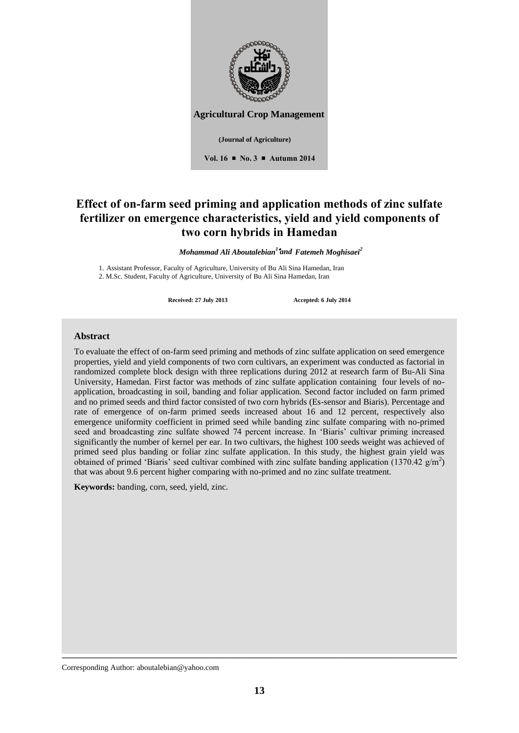**Agricultural Crop Management**

**(Journal of Agriculture)**

**Vol. 16 ■ No. 3 ■ Autumn 2014**

# Effect of on-farm seed priming and application methods of zinc sulfate fertilizer on emergence characteristics, yield and yield components of two corn hybrids in Hamedan

*Mohammad Ali Aboutalebian*[1*] *and Fatemeh Moghisaei*[2]

1. Assistant Professor, Faculty of Agriculture, University of Bu Ali Sina Hamedan, Iran
2. M.Sc. Student, Faculty of Agriculture, University of Bu Ali Sina Hamedan, Iran

**Received: 27 July 2013** **Accepted: 6 July 2014**

## Abstract

To evaluate the effect of on-farm seed priming and methods of zinc sulfate application on seed emergence properties, yield and yield components of two corn cultivars, an experiment was conducted as factorial in randomized complete block design with three replications during 2012 at research farm of Bu-Ali Sina University, Hamedan. First factor was methods of zinc sulfate application containing four levels of no-application, broadcasting in soil, banding and foliar application. Second factor included on farm primed and no primed seeds and third factor consisted of two corn hybrids (Es-sensor and Biaris). Percentage and rate of emergence of on-farm primed seeds increased about 16 and 12 percent, respectively also emergence uniformity coefficient in primed seed while banding zinc sulfate comparing with no-primed seed and broadcasting zinc sulfate showed 74 percent increase. In 'Biaris' cultivar priming increased significantly the number of kernel per ear. In two cultivars, the highest 100 seeds weight was achieved of primed seed plus banding or foliar zinc sulfate application. In this study, the highest grain yield was obtained of primed 'Biaris' seed cultivar combined with zinc sulfate banding application (1370.42 $g/m^2$) that was about 9.6 percent higher comparing with no-primed and no zinc sulfate treatment.

**Keywords:** banding, corn, seed, yield, zinc.

Corresponding Author: aboutalebian@yahoo.com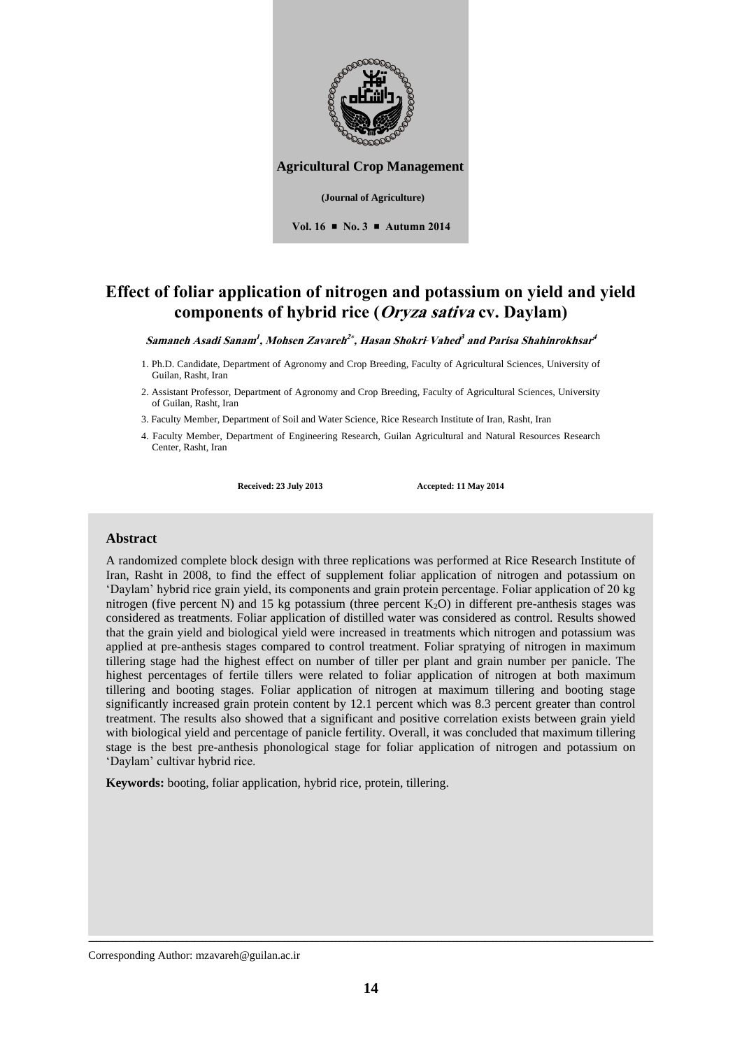**Agricultural Crop Management**

**(Journal of Agriculture)**

**Vol. 16 ■ No. 3 ■ Autumn 2014**

# Effect of foliar application of nitrogen and potassium on yield and yield components of hybrid rice (*Oryza sativa* cv. Daylam)

***Samaneh Asadi Sanam*[1]*, Mohsen Zavareh*[2*]*, Hasan Shokri Vahed*[3] *and Parisa Shahinrokhsar*[4]**

1. Ph.D. Candidate, Department of Agronomy and Crop Breeding, Faculty of Agricultural Sciences, University of Guilan, Rasht, Iran
2. Assistant Professor, Department of Agronomy and Crop Breeding, Faculty of Agricultural Sciences, University of Guilan, Rasht, Iran
3. Faculty Member, Department of Soil and Water Science, Rice Research Institute of Iran, Rasht, Iran
4. Faculty Member, Department of Engineering Research, Guilan Agricultural and Natural Resources Research Center, Rasht, Iran

**Received: 23 July 2013** **Accepted: 11 May 2014**

## Abstract

A randomized complete block design with three replications was performed at Rice Research Institute of Iran, Rasht in 2008, to find the effect of supplement foliar application of nitrogen and potassium on 'Daylam' hybrid rice grain yield, its components and grain protein percentage. Foliar application of 20 kg nitrogen (five percent N) and 15 kg potassium (three percent $K_2O$) in different pre-anthesis stages was considered as treatments. Foliar application of distilled water was considered as control. Results showed that the grain yield and biological yield were increased in treatments which nitrogen and potassium was applied at pre-anthesis stages compared to control treatment. Foliar spratying of nitrogen in maximum tillering stage had the highest effect on number of tiller per plant and grain number per panicle. The highest percentages of fertile tillers were related to foliar application of nitrogen at both maximum tillering and booting stages. Foliar application of nitrogen at maximum tillering and booting stage significantly increased grain protein content by 12.1 percent which was 8.3 percent greater than control treatment. The results also showed that a significant and positive correlation exists between grain yield with biological yield and percentage of panicle fertility. Overall, it was concluded that maximum tillering stage is the best pre-anthesis phonological stage for foliar application of nitrogen and potassium on 'Daylam' cultivar hybrid rice.

**Keywords:** booting, foliar application, hybrid rice, protein, tillering.

---

Corresponding Author: mzavareh@guilan.ac.ir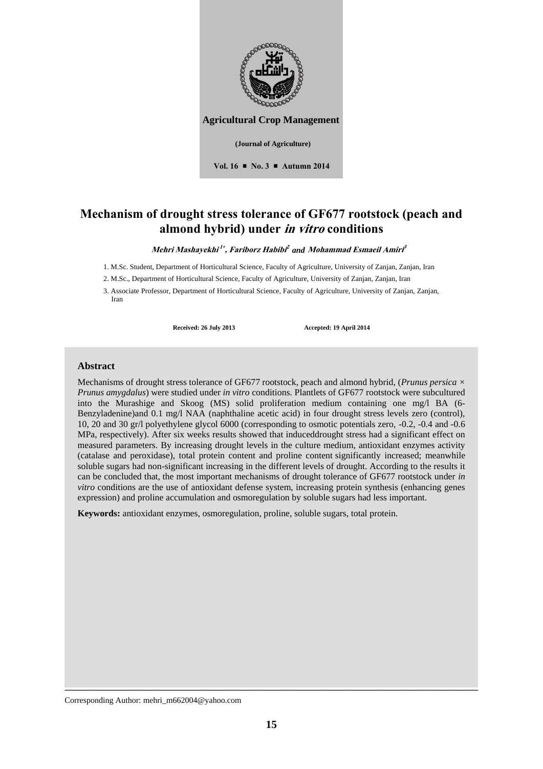**Agricultural Crop Management**

**(Journal of Agriculture)**

**Vol. 16 ■ No. 3 ■ Autumn 2014**

# Mechanism of drought stress tolerance of GF677 rootstock (peach and almond hybrid) under *in vitro* conditions

***Mehri Mashayekhi*** [1*]***, Fariborz Habibi*** [2] **and** ***Mohammad Esmaeil Amiri*** [3]

1. M.Sc. Student, Department of Horticultural Science, Faculty of Agriculture, University of Zanjan, Zanjan, Iran
2. M.Sc., Department of Horticultural Science, Faculty of Agriculture, University of Zanjan, Zanjan, Iran
3. Associate Professor, Department of Horticultural Science, Faculty of Agriculture, University of Zanjan, Zanjan, Iran

**Received: 26 July 2013** **Accepted: 19 April 2014**

## Abstract

Mechanisms of drought stress tolerance of GF677 rootstock, peach and almond hybrid, (*Prunus persica* × *Prunus amygdalus*) were studied under *in vitro* conditions. Plantlets of GF677 rootstock were subcultured into the Murashige and Skoog (MS) solid proliferation medium containing one mg/l BA (6-Benzyladenine)and 0.1 mg/l NAA (naphthaline acetic acid) in four drought stress levels zero (control), 10, 20 and 30 gr/l polyethylene glycol 6000 (corresponding to osmotic potentials zero, -0.2, -0.4 and -0.6 MPa, respectively). After six weeks results showed that induceddrought stress had a significant effect on measured parameters. By increasing drought levels in the culture medium, antioxidant enzymes activity (catalase and peroxidase), total protein content and proline content significantly increased; meanwhile soluble sugars had non-significant increasing in the different levels of drought. According to the results it can be concluded that, the most important mechanisms of drought tolerance of GF677 rootstock under *in vitro* conditions are the use of antioxidant defense system, increasing protein synthesis (enhancing genes expression) and proline accumulation and osmoregulation by soluble sugars had less important.

**Keywords:** antioxidant enzymes, osmoregulation, proline, soluble sugars, total protein.

Corresponding Author: mehri_m662004@yahoo.com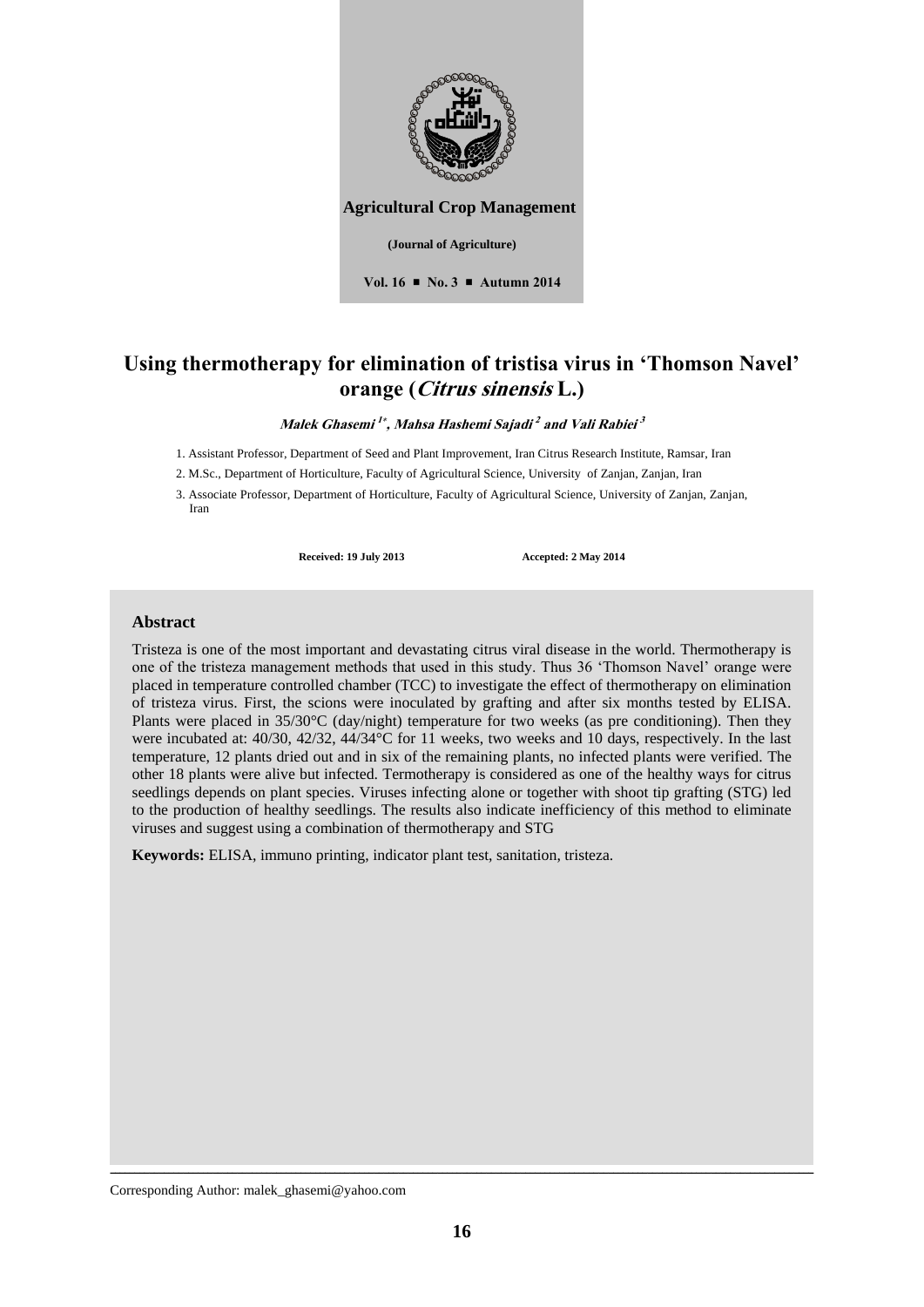Agricultural Crop Management

(Journal of Agriculture)

Vol. 16 ■ No. 3 ■ Autumn 2014

# Using thermotherapy for elimination of tristisa virus in 'Thomson Navel' orange (*Citrus sinensis* L.)

***Malek Ghasemi*** [1*]***, Mahsa Hashemi Sajadi*** [2] ***and Vali Rabiei*** [3]

1. Assistant Professor, Department of Seed and Plant Improvement, Iran Citrus Research Institute, Ramsar, Iran
2. M.Sc., Department of Horticulture, Faculty of Agricultural Science, University of Zanjan, Zanjan, Iran
3. Associate Professor, Department of Horticulture, Faculty of Agricultural Science, University of Zanjan, Zanjan, Iran

**Received: 19 July 2013** **Accepted: 2 May 2014**

## Abstract

Tristeza is one of the most important and devastating citrus viral disease in the world. Thermotherapy is one of the tristeza management methods that used in this study. Thus 36 'Thomson Navel' orange were placed in temperature controlled chamber (TCC) to investigate the effect of thermotherapy on elimination of tristeza virus. First, the scions were inoculated by grafting and after six months tested by ELISA. Plants were placed in 35/30°C (day/night) temperature for two weeks (as pre conditioning). Then they were incubated at: 40/30, 42/32, 44/34°C for 11 weeks, two weeks and 10 days, respectively. In the last temperature, 12 plants dried out and in six of the remaining plants, no infected plants were verified. The other 18 plants were alive but infected. Termotherapy is considered as one of the healthy ways for citrus seedlings depends on plant species. Viruses infecting alone or together with shoot tip grafting (STG) led to the production of healthy seedlings. The results also indicate inefficiency of this method to eliminate viruses and suggest using a combination of thermotherapy and STG

**Keywords:** ELISA, immuno printing, indicator plant test, sanitation, tristeza.

Corresponding Author: malek_ghasemi@yahoo.com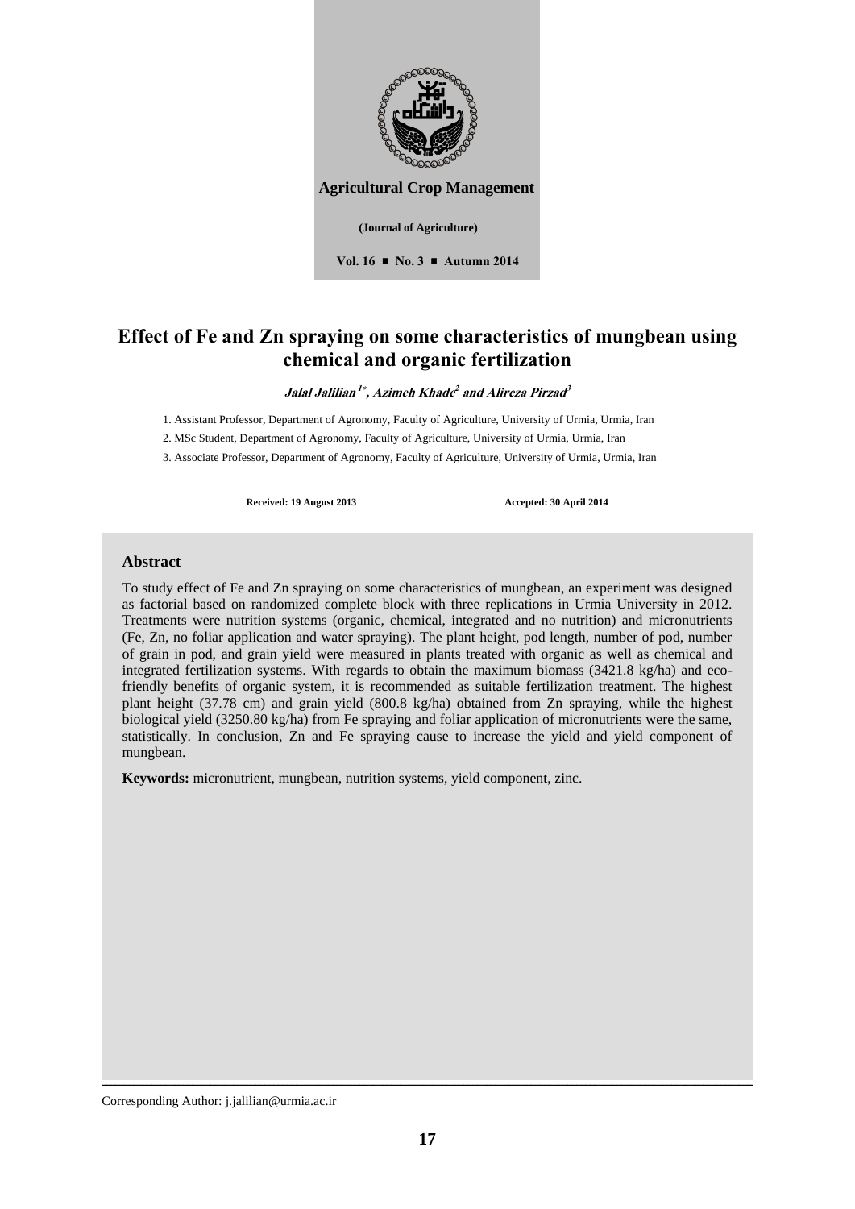**Agricultural Crop Management**

**(Journal of Agriculture)**

**Vol. 16 ■ No. 3 ■ Autumn 2014**

# Effect of Fe and Zn spraying on some characteristics of mungbean using chemical and organic fertilization

***Jalal Jalilian*** [1*]***, Azimeh Khade*** [2] ***and Alireza Pirzad*** [3]

1. Assistant Professor, Department of Agronomy, Faculty of Agriculture, University of Urmia, Urmia, Iran
2. MSc Student, Department of Agronomy, Faculty of Agriculture, University of Urmia, Urmia, Iran
3. Associate Professor, Department of Agronomy, Faculty of Agriculture, University of Urmia, Urmia, Iran

**Received: 19 August 2013** **Accepted: 30 April 2014**

## Abstract

To study effect of Fe and Zn spraying on some characteristics of mungbean, an experiment was designed as factorial based on randomized complete block with three replications in Urmia University in 2012. Treatments were nutrition systems (organic, chemical, integrated and no nutrition) and micronutrients (Fe, Zn, no foliar application and water spraying). The plant height, pod length, number of pod, number of grain in pod, and grain yield were measured in plants treated with organic as well as chemical and integrated fertilization systems. With regards to obtain the maximum biomass (3421.8 kg/ha) and eco-friendly benefits of organic system, it is recommended as suitable fertilization treatment. The highest plant height (37.78 cm) and grain yield (800.8 kg/ha) obtained from Zn spraying, while the highest biological yield (3250.80 kg/ha) from Fe spraying and foliar application of micronutrients were the same, statistically. In conclusion, Zn and Fe spraying cause to increase the yield and yield component of mungbean.

**Keywords:** micronutrient, mungbean, nutrition systems, yield component, zinc.

Corresponding Author: j.jalilian@urmia.ac.ir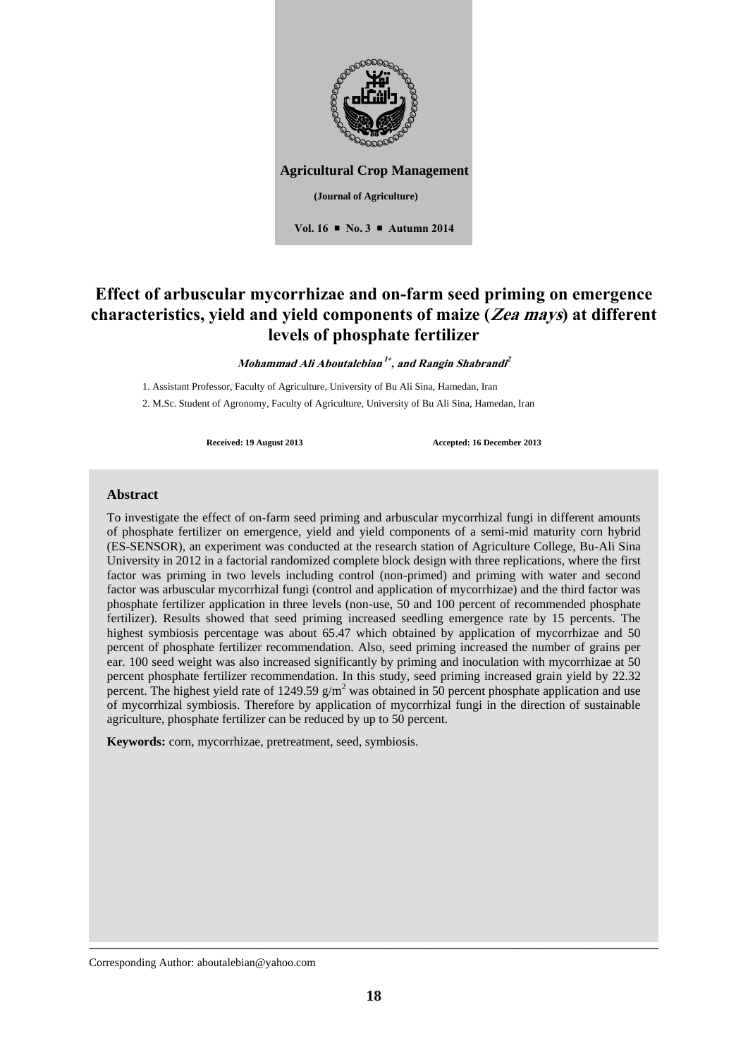**Agricultural Crop Management**

**(Journal of Agriculture)**

**Vol. 16 ■ No. 3 ■ Autumn 2014**

# Effect of arbuscular mycorrhizae and on-farm seed priming on emergence characteristics, yield and yield components of maize (*Zea mays*) at different levels of phosphate fertilizer

***Mohammad Ali Aboutalebian*** [1*]***, and Rangin Shabrandi*** [2]

1. Assistant Professor, Faculty of Agriculture, University of Bu Ali Sina, Hamedan, Iran
2. M.Sc. Student of Agronomy, Faculty of Agriculture, University of Bu Ali Sina, Hamedan, Iran

**Received: 19 August 2013** **Accepted: 16 December 2013**

## Abstract

To investigate the effect of on-farm seed priming and arbuscular mycorrhizal fungi in different amounts of phosphate fertilizer on emergence, yield and yield components of a semi-mid maturity corn hybrid (ES-SENSOR), an experiment was conducted at the research station of Agriculture College, Bu-Ali Sina University in 2012 in a factorial randomized complete block design with three replications, where the first factor was priming in two levels including control (non-primed) and priming with water and second factor was arbuscular mycorrhizal fungi (control and application of mycorrhizae) and the third factor was phosphate fertilizer application in three levels (non-use, 50 and 100 percent of recommended phosphate fertilizer). Results showed that seed priming increased seedling emergence rate by 15 percents. The highest symbiosis percentage was about 65.47 which obtained by application of mycorrhizae and 50 percent of phosphate fertilizer recommendation. Also, seed priming increased the number of grains per ear. 100 seed weight was also increased significantly by priming and inoculation with mycorrhizae at 50 percent phosphate fertilizer recommendation. In this study, seed priming increased grain yield by 22.32 percent. The highest yield rate of 1249.59 $g/m^2$ was obtained in 50 percent phosphate application and use of mycorrhizal symbiosis. Therefore by application of mycorrhizal fungi in the direction of sustainable agriculture, phosphate fertilizer can be reduced by up to 50 percent.

**Keywords:** corn, mycorrhizae, pretreatment, seed, symbiosis.

Corresponding Author: aboutalebian@yahoo.com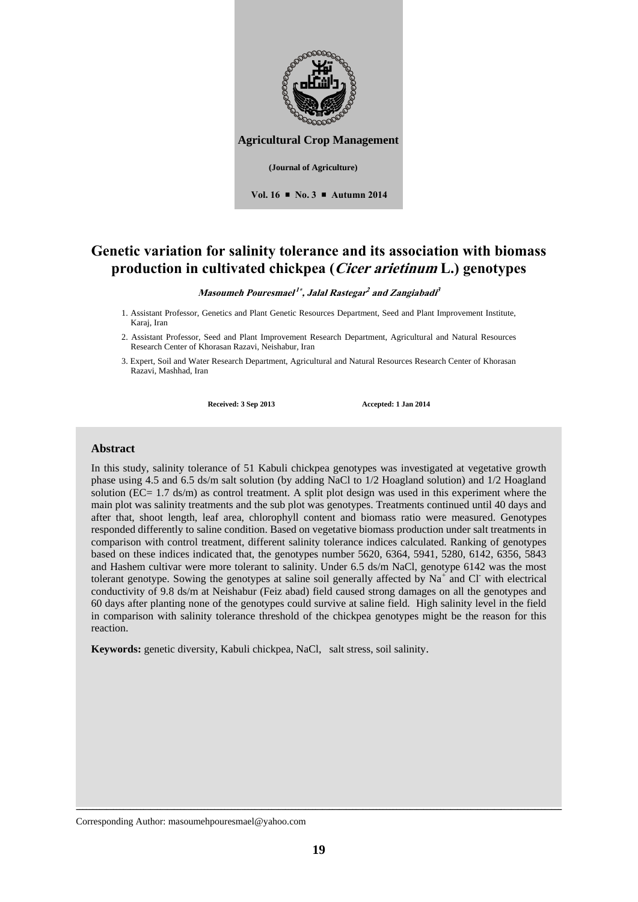**Agricultural Crop Management**

**(Journal of Agriculture)**

**Vol. 16 ■ No. 3 ■ Autumn 2014**

# Genetic variation for salinity tolerance and its association with biomass production in cultivated chickpea (*Cicer arietinum* L.) genotypes

***Masoumeh Pouresmael[1*], Jalal Rastegar[2] and Zangiabadi[3]***

1. Assistant Professor, Genetics and Plant Genetic Resources Department, Seed and Plant Improvement Institute, Karaj, Iran
2. Assistant Professor, Seed and Plant Improvement Research Department, Agricultural and Natural Resources Research Center of Khorasan Razavi, Neishabur, Iran
3. Expert, Soil and Water Research Department, Agricultural and Natural Resources Research Center of Khorasan Razavi, Mashhad, Iran

**Received: 3 Sep 2013** **Accepted: 1 Jan 2014**

## Abstract

In this study, salinity tolerance of 51 Kabuli chickpea genotypes was investigated at vegetative growth phase using 4.5 and 6.5 ds/m salt solution (by adding NaCl to 1/2 Hoagland solution) and 1/2 Hoagland solution (EC= 1.7 ds/m) as control treatment. A split plot design was used in this experiment where the main plot was salinity treatments and the sub plot was genotypes. Treatments continued until 40 days and after that, shoot length, leaf area, chlorophyll content and biomass ratio were measured. Genotypes responded differently to saline condition. Based on vegetative biomass production under salt treatments in comparison with control treatment, different salinity tolerance indices calculated. Ranking of genotypes based on these indices indicated that, the genotypes number 5620, 6364, 5941, 5280, 6142, 6356, 5843 and Hashem cultivar were more tolerant to salinity. Under 6.5 ds/m NaCl, genotype 6142 was the most tolerant genotype. Sowing the genotypes at saline soil generally affected by $Na^+$ and $Cl^-$ with electrical conductivity of 9.8 ds/m at Neishabur (Feiz abad) field caused strong damages on all the genotypes and 60 days after planting none of the genotypes could survive at saline field. High salinity level in the field in comparison with salinity tolerance threshold of the chickpea genotypes might be the reason for this reaction.

**Keywords:** genetic diversity, Kabuli chickpea, NaCl, salt stress, soil salinity.

Corresponding Author: masoumehpouresmael@yahoo.com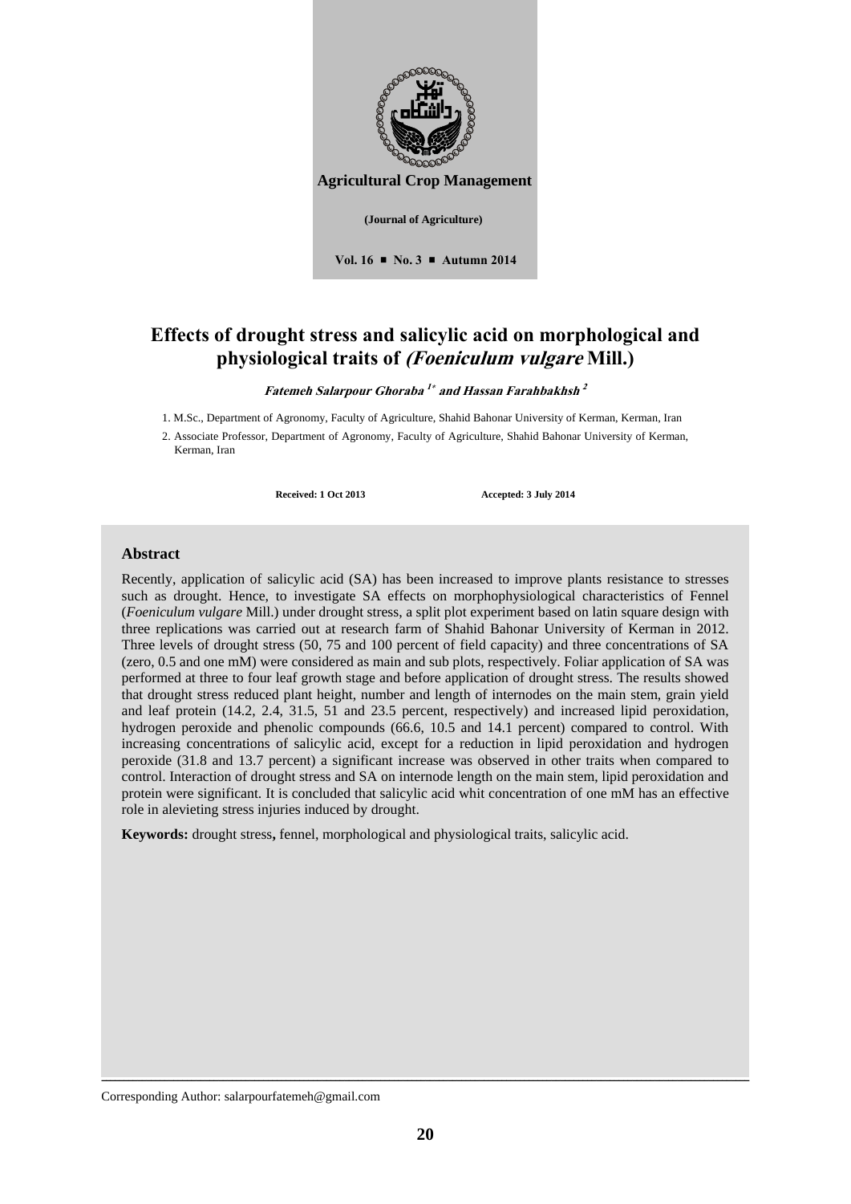**Agricultural Crop Management**

**(Journal of Agriculture)**

**Vol. 16 ■ No. 3 ■ Autumn 2014**

# Effects of drought stress and salicylic acid on morphological and physiological traits of *(Foeniculum vulgare* Mill.)

***Fatemeh Salarpour Ghoraba*** [1*] ***and Hassan Farahbakhsh*** [2]

1. M.Sc., Department of Agronomy, Faculty of Agriculture, Shahid Bahonar University of Kerman, Kerman, Iran
2. Associate Professor, Department of Agronomy, Faculty of Agriculture, Shahid Bahonar University of Kerman, Kerman, Iran

**Received: 1 Oct 2013** **Accepted: 3 July 2014**

## Abstract

Recently, application of salicylic acid (SA) has been increased to improve plants resistance to stresses such as drought. Hence, to investigate SA effects on morphophysiological characteristics of Fennel (*Foeniculum vulgare* Mill.) under drought stress, a split plot experiment based on latin square design with three replications was carried out at research farm of Shahid Bahonar University of Kerman in 2012. Three levels of drought stress (50, 75 and 100 percent of field capacity) and three concentrations of SA (zero, 0.5 and one mM) were considered as main and sub plots, respectively. Foliar application of SA was performed at three to four leaf growth stage and before application of drought stress. The results showed that drought stress reduced plant height, number and length of internodes on the main stem, grain yield and leaf protein (14.2, 2.4, 31.5, 51 and 23.5 percent, respectively) and increased lipid peroxidation, hydrogen peroxide and phenolic compounds (66.6, 10.5 and 14.1 percent) compared to control. With increasing concentrations of salicylic acid, except for a reduction in lipid peroxidation and hydrogen peroxide (31.8 and 13.7 percent) a significant increase was observed in other traits when compared to control. Interaction of drought stress and SA on internode length on the main stem, lipid peroxidation and protein were significant. It is concluded that salicylic acid whit concentration of one mM has an effective role in alevieting stress injuries induced by drought.

**Keywords:** drought stress**,** fennel, morphological and physiological traits, salicylic acid.

Corresponding Author: salarpourfatemeh@gmail.com